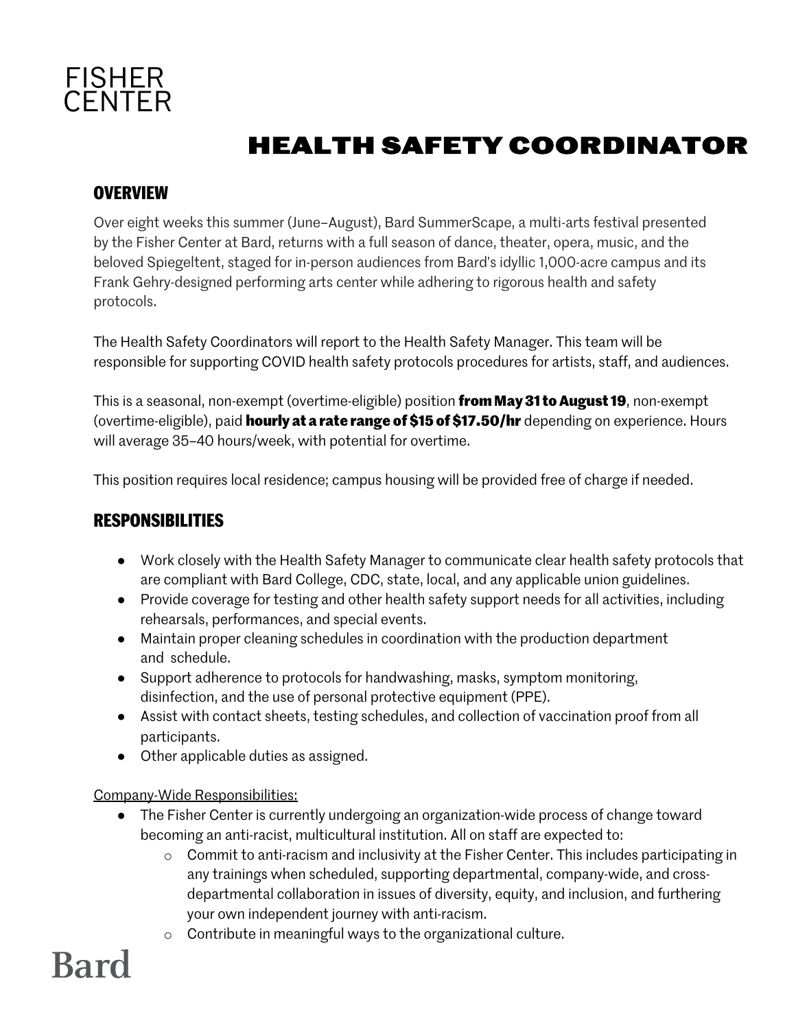FISHER CENTER

# HEALTH SAFETY COORDINATOR

## OVERVIEW

Over eight weeks this summer (June–August), Bard SummerScape, a multi-arts festival presented by the Fisher Center at Bard, returns with a full season of dance, theater, opera, music, and the beloved Spiegeltent, staged for in-person audiences from Bard's idyllic 1,000-acre campus and its Frank Gehry-designed performing arts center while adhering to rigorous health and safety protocols.

The Health Safety Coordinators will report to the Health Safety Manager. This team will be responsible for supporting COVID health safety protocols procedures for artists, staff, and audiences.

This is a seasonal, non-exempt (overtime-eligible) position **from May 31 to August 19**, non-exempt (overtime-eligible), paid **hourly at a rate range of $15 of $17.50/hr** depending on experience. Hours will average 35–40 hours/week, with potential for overtime.

This position requires local residence; campus housing will be provided free of charge if needed.

## RESPONSIBILITIES

- Work closely with the Health Safety Manager to communicate clear health safety protocols that are compliant with Bard College, CDC, state, local, and any applicable union guidelines.
- Provide coverage for testing and other health safety support needs for all activities, including rehearsals, performances, and special events.
- Maintain proper cleaning schedules in coordination with the production department and schedule.
- Support adherence to protocols for handwashing, masks, symptom monitoring, disinfection, and the use of personal protective equipment (PPE).
- Assist with contact sheets, testing schedules, and collection of vaccination proof from all participants.
- Other applicable duties as assigned.

Company-Wide Responsibilities:

- The Fisher Center is currently undergoing an organization-wide process of change toward becoming an anti-racist, multicultural institution. All on staff are expected to:
  - Commit to anti-racism and inclusivity at the Fisher Center. This includes participating in any trainings when scheduled, supporting departmental, company-wide, and cross-departmental collaboration in issues of diversity, equity, and inclusion, and furthering your own independent journey with anti-racism.
  - Contribute in meaningful ways to the organizational culture.

Bard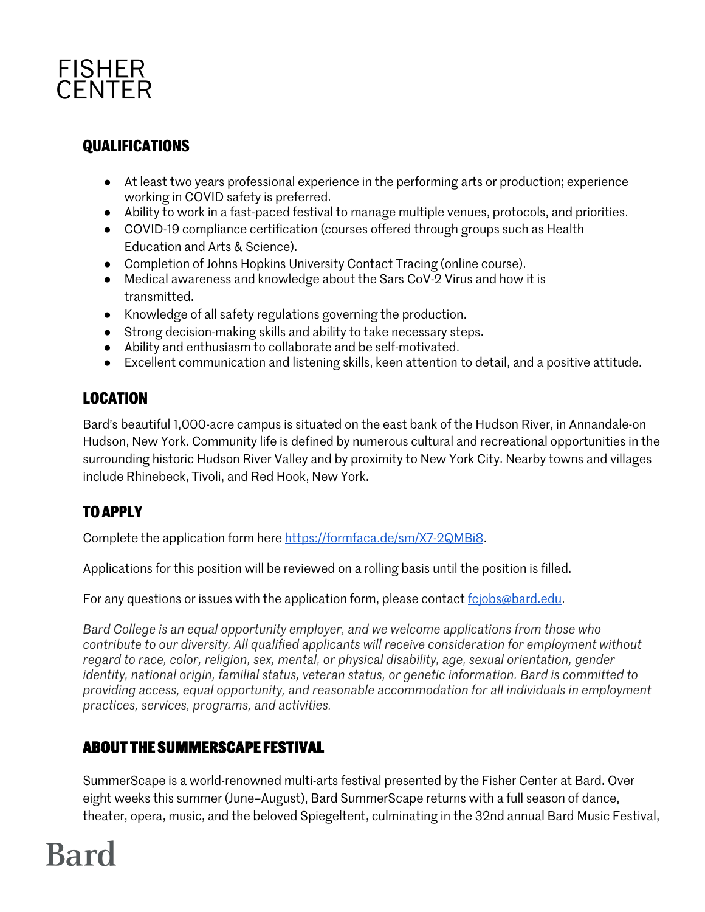## QUALIFICATIONS

- At least two years professional experience in the performing arts or production; experience working in COVID safety is preferred.
- Ability to work in a fast-paced festival to manage multiple venues, protocols, and priorities.
- COVID-19 compliance certification (courses offered through groups such as Health Education and Arts & Science).
- Completion of Johns Hopkins University Contact Tracing (online course).
- Medical awareness and knowledge about the Sars CoV-2 Virus and how it is transmitted.
- Knowledge of all safety regulations governing the production.
- Strong decision-making skills and ability to take necessary steps.
- Ability and enthusiasm to collaborate and be self-motivated.
- Excellent communication and listening skills, keen attention to detail, and a positive attitude.

## LOCATION

Bard's beautiful 1,000-acre campus is situated on the east bank of the Hudson River, in Annandale-on Hudson, New York. Community life is defined by numerous cultural and recreational opportunities in the surrounding historic Hudson River Valley and by proximity to New York City. Nearby towns and villages include Rhinebeck, Tivoli, and Red Hook, New York.

## TO APPLY

Complete the application form here [https://formfaca.de/sm/X7-2QMBi8](https://formfaca.de/sm/X7-2QMBi8).

Applications for this position will be reviewed on a rolling basis until the position is filled.

For any questions or issues with the application form, please contact [fcjobs@bard.edu](mailto:fcjobs@bard.edu).

*Bard College is an equal opportunity employer, and we welcome applications from those who contribute to our diversity. All qualified applicants will receive consideration for employment without regard to race, color, religion, sex, mental, or physical disability, age, sexual orientation, gender identity, national origin, familial status, veteran status, or genetic information. Bard is committed to providing access, equal opportunity, and reasonable accommodation for all individuals in employment practices, services, programs, and activities.*

## ABOUT THE SUMMERSCAPE FESTIVAL

SummerScape is a world-renowned multi-arts festival presented by the Fisher Center at Bard. Over eight weeks this summer (June–August), Bard SummerScape returns with a full season of dance, theater, opera, music, and the beloved Spiegeltent, culminating in the 32nd annual Bard Music Festival,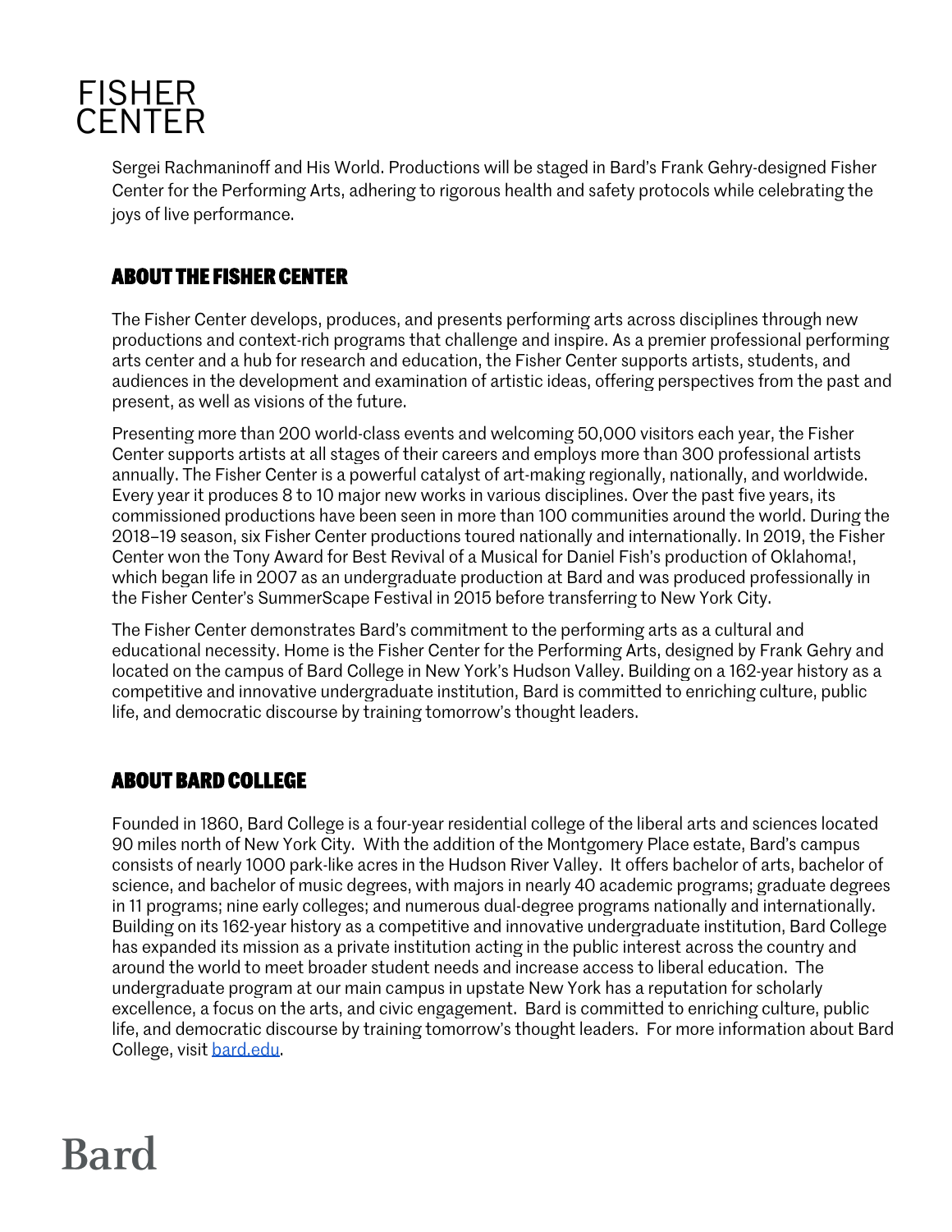Sergei Rachmaninoff and His World. Productions will be staged in Bard's Frank Gehry-designed Fisher Center for the Performing Arts, adhering to rigorous health and safety protocols while celebrating the joys of live performance.

## ABOUT THE FISHER CENTER

The Fisher Center develops, produces, and presents performing arts across disciplines through new productions and context-rich programs that challenge and inspire. As a premier professional performing arts center and a hub for research and education, the Fisher Center supports artists, students, and audiences in the development and examination of artistic ideas, offering perspectives from the past and present, as well as visions of the future.

Presenting more than 200 world-class events and welcoming 50,000 visitors each year, the Fisher Center supports artists at all stages of their careers and employs more than 300 professional artists annually. The Fisher Center is a powerful catalyst of art-making regionally, nationally, and worldwide. Every year it produces 8 to 10 major new works in various disciplines. Over the past five years, its commissioned productions have been seen in more than 100 communities around the world. During the 2018–19 season, six Fisher Center productions toured nationally and internationally. In 2019, the Fisher Center won the Tony Award for Best Revival of a Musical for Daniel Fish's production of Oklahoma!, which began life in 2007 as an undergraduate production at Bard and was produced professionally in the Fisher Center's SummerScape Festival in 2015 before transferring to New York City.

The Fisher Center demonstrates Bard's commitment to the performing arts as a cultural and educational necessity. Home is the Fisher Center for the Performing Arts, designed by Frank Gehry and located on the campus of Bard College in New York's Hudson Valley. Building on a 162-year history as a competitive and innovative undergraduate institution, Bard is committed to enriching culture, public life, and democratic discourse by training tomorrow's thought leaders.

## ABOUT BARD COLLEGE

Founded in 1860, Bard College is a four-year residential college of the liberal arts and sciences located 90 miles north of New York City. With the addition of the Montgomery Place estate, Bard's campus consists of nearly 1000 park-like acres in the Hudson River Valley. It offers bachelor of arts, bachelor of science, and bachelor of music degrees, with majors in nearly 40 academic programs; graduate degrees in 11 programs; nine early colleges; and numerous dual-degree programs nationally and internationally. Building on its 162-year history as a competitive and innovative undergraduate institution, Bard College has expanded its mission as a private institution acting in the public interest across the country and around the world to meet broader student needs and increase access to liberal education. The undergraduate program at our main campus in upstate New York has a reputation for scholarly excellence, a focus on the arts, and civic engagement. Bard is committed to enriching culture, public life, and democratic discourse by training tomorrow's thought leaders. For more information about Bard College, visit bard.edu.